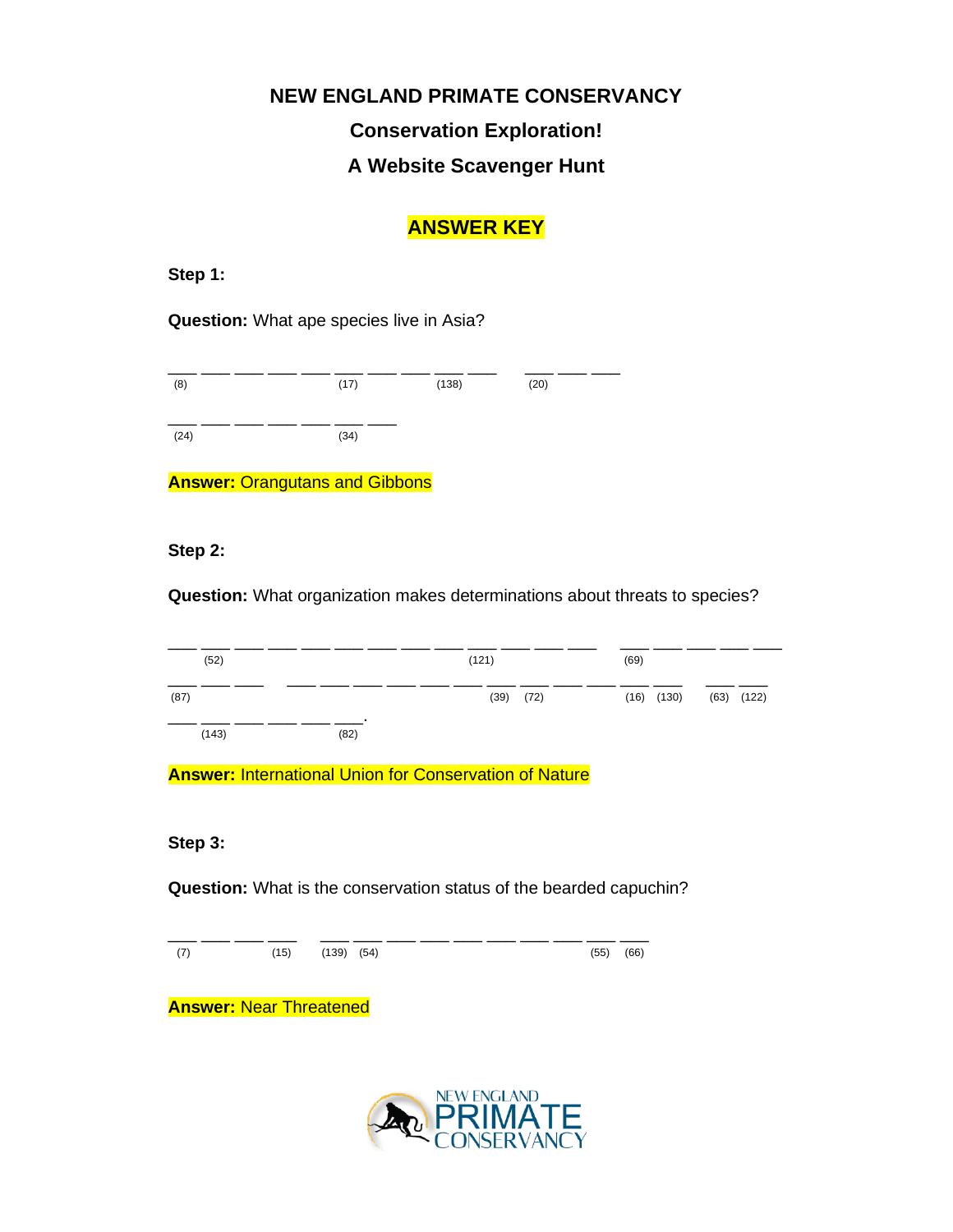# NEW ENGLAND PRIMATE CONSERVANCY

## Conservation Exploration!

## A Website Scavenger Hunt

**ANSWER KEY**

**Step 1:**

**Question:** What ape species live in Asia?

___ ___ ___ ___ ___ ___ ___ ___ ___ ___   ___ ___ ___
(8) (17) (138) (20)

___ ___ ___ ___ ___ ___ ___
(24) (34)

**Answer:** Orangutans and Gibbons

**Step 2:**

**Question:** What organization makes determinations about threats to species?

___ ___ ___ ___ ___ ___ ___ ___ ___ ___ ___ ___ ___   ___ ___ ___ ___ ___
(52) (121) (69)

___ ___ ___   ___ ___ ___ ___ ___ ___ ___ ___ ___ ___ ___ ___   ___ ___
(87) (39) (72) (16) (130) (63) (122)

___ ___ ___ ___ ___ ___.
(143) (82)

**Answer:** International Union for Conservation of Nature

**Step 3:**

**Question:** What is the conservation status of the bearded capuchin?

___ ___ ___ ___   ___ ___ ___ ___ ___ ___ ___ ___ ___ ___
(7) (15) (139) (54) (55) (66)

**Answer:** Near Threatened

NEW ENGLAND PRIMATE CONSERVANCY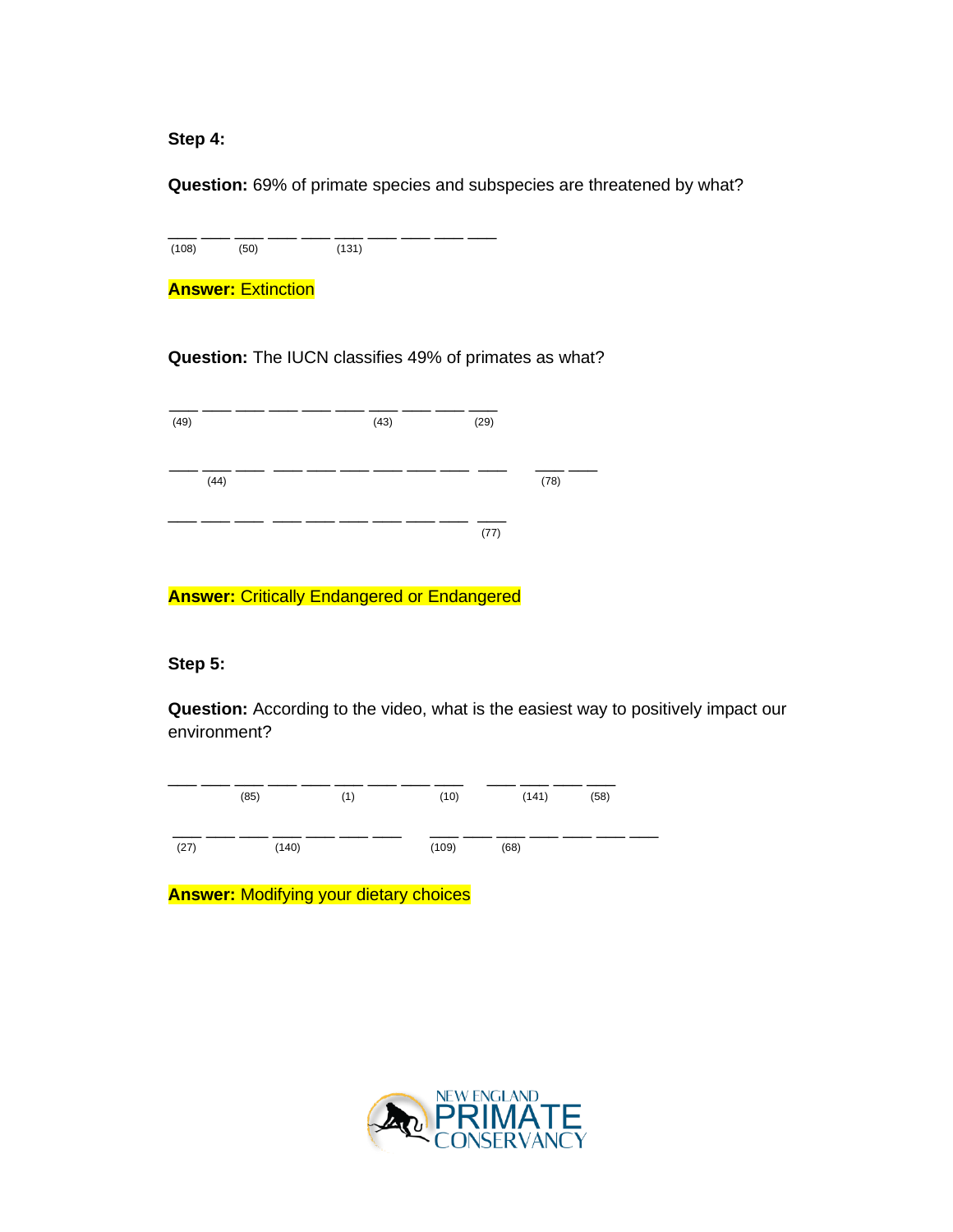**Step 4:**

**Question:** 69% of primate species and subspecies are threatened by what?

\_\_\_ \_\_\_ \_\_\_ \_\_\_ \_\_\_ \_\_\_ \_\_\_ \_\_\_ \_\_\_ \_\_\_
(108) (50) (131)

**Answer:** Extinction

**Question:** The IUCN classifies 49% of primates as what?

\_\_\_ \_\_\_ \_\_\_ \_\_\_ \_\_\_ \_\_\_ \_\_\_ \_\_\_ \_\_\_ \_\_\_
(49) (43) (29)

\_\_\_ \_\_\_ \_\_\_ \_\_\_ \_\_\_ \_\_\_ \_\_\_ \_\_\_ \_\_\_ \_\_\_ \_\_\_ \_\_\_
(44) (78)

\_\_\_ \_\_\_ \_\_\_ \_\_\_ \_\_\_ \_\_\_ \_\_\_ \_\_\_ \_\_\_ \_\_\_
(77)

**Answer:** Critically Endangered or Endangered

**Step 5:**

**Question:** According to the video, what is the easiest way to positively impact our environment?

\_\_\_ \_\_\_ \_\_\_ \_\_\_ \_\_\_ \_\_\_ \_\_\_ \_\_\_ \_\_\_ \_\_\_ \_\_\_ \_\_\_ \_\_\_
(85) (1) (10) (141) (58)

\_\_\_ \_\_\_ \_\_\_ \_\_\_ \_\_\_ \_\_\_ \_\_\_ \_\_\_ \_\_\_ \_\_\_ \_\_\_ \_\_\_ \_\_\_ \_\_\_
(27) (140) (109) (68)

**Answer:** Modifying your dietary choices

NEW ENGLAND PRIMATE CONSERVANCY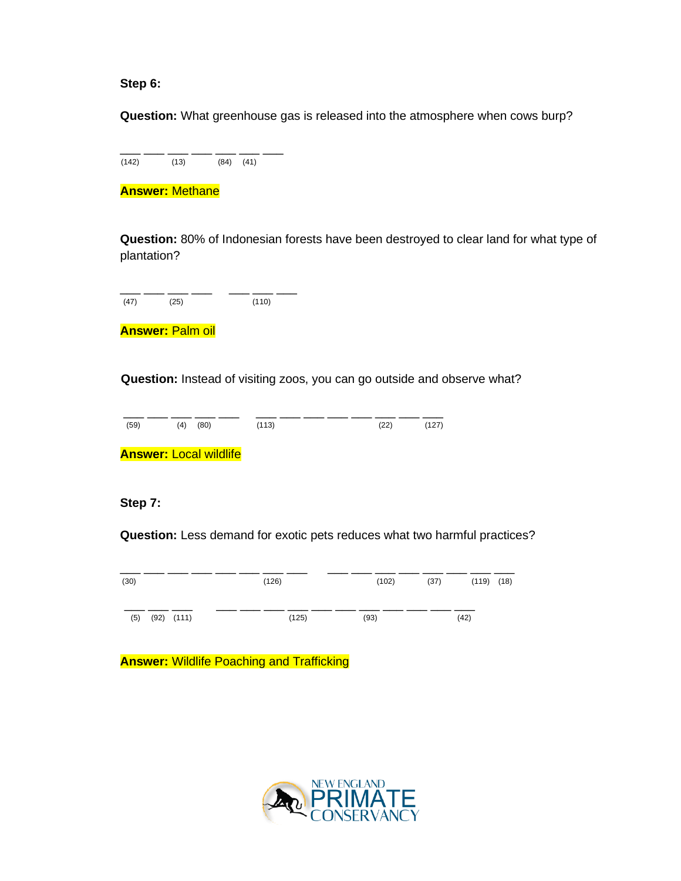**Step 6:**

**Question:** What greenhouse gas is released into the atmosphere when cows burp?

___ ___ ___ ___ ___ ___ ___
(142) (13) (84) (41)

**Answer:** Methane

**Question:** 80% of Indonesian forests have been destroyed to clear land for what type of plantation?

___ ___ ___ ___  ___ ___ ___
(47) (25) (110)

**Answer:** Palm oil

**Question:** Instead of visiting zoos, you can go outside and observe what?

___ ___ ___ ___ ___  ___ ___ ___ ___ ___ ___ ___ ___
(59) (4) (80) (113) (22) (127)

**Answer:** Local wildlife

**Step 7:**

**Question:** Less demand for exotic pets reduces what two harmful practices?

___ ___ ___ ___ ___ ___ ___ ___  ___ ___ ___ ___ ___ ___ ___ ___
(30) (126) (102) (37) (119) (18)

___ ___ ___  ___ ___ ___ ___ ___ ___ ___ ___ ___ ___ ___
(5) (92) (111) (125) (93) (42)

**Answer:** Wildlife Poaching and Trafficking

NEW ENGLAND PRIMATE CONSERVANCY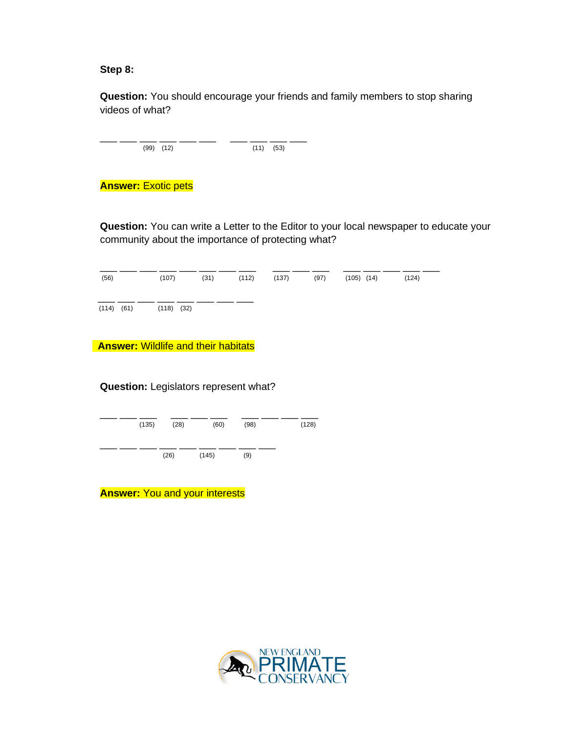**Step 8:**

**Question:** You should encourage your friends and family members to stop sharing videos of what?

\_\_\_ \_\_\_ \_\_\_ \_\_\_ \_\_\_ \_\_\_    \_\_\_ \_\_\_ \_\_\_ \_\_\_
(99) (12)   (11) (53)

**Answer:** Exotic pets

**Question:** You can write a Letter to the Editor to your local newspaper to educate your community about the importance of protecting what?

\_\_\_ \_\_\_ \_\_\_ \_\_\_ \_\_\_ \_\_\_ \_\_\_ \_\_\_    \_\_\_ \_\_\_ \_\_\_    \_\_\_ \_\_\_ \_\_\_ \_\_\_ \_\_\_
(56) (107) (31) (112)   (137) (97)   (105) (14) (124)

\_\_\_ \_\_\_ \_\_\_ \_\_\_ \_\_\_ \_\_\_ \_\_\_ \_\_\_
(114) (61) (118) (32)

**Answer:** Wildlife and their habitats

**Question:** Legislators represent what?

\_\_\_ \_\_\_ \_\_\_    \_\_\_ \_\_\_ \_\_\_    \_\_\_ \_\_\_ \_\_\_ \_\_\_
(135)   (28) (60)   (98) (128)

\_\_\_ \_\_\_ \_\_\_ \_\_\_ \_\_\_ \_\_\_ \_\_\_ \_\_\_ \_\_\_
(26) (145) (9)

**Answer:** You and your interests

NEW ENGLAND PRIMATE CONSERVANCY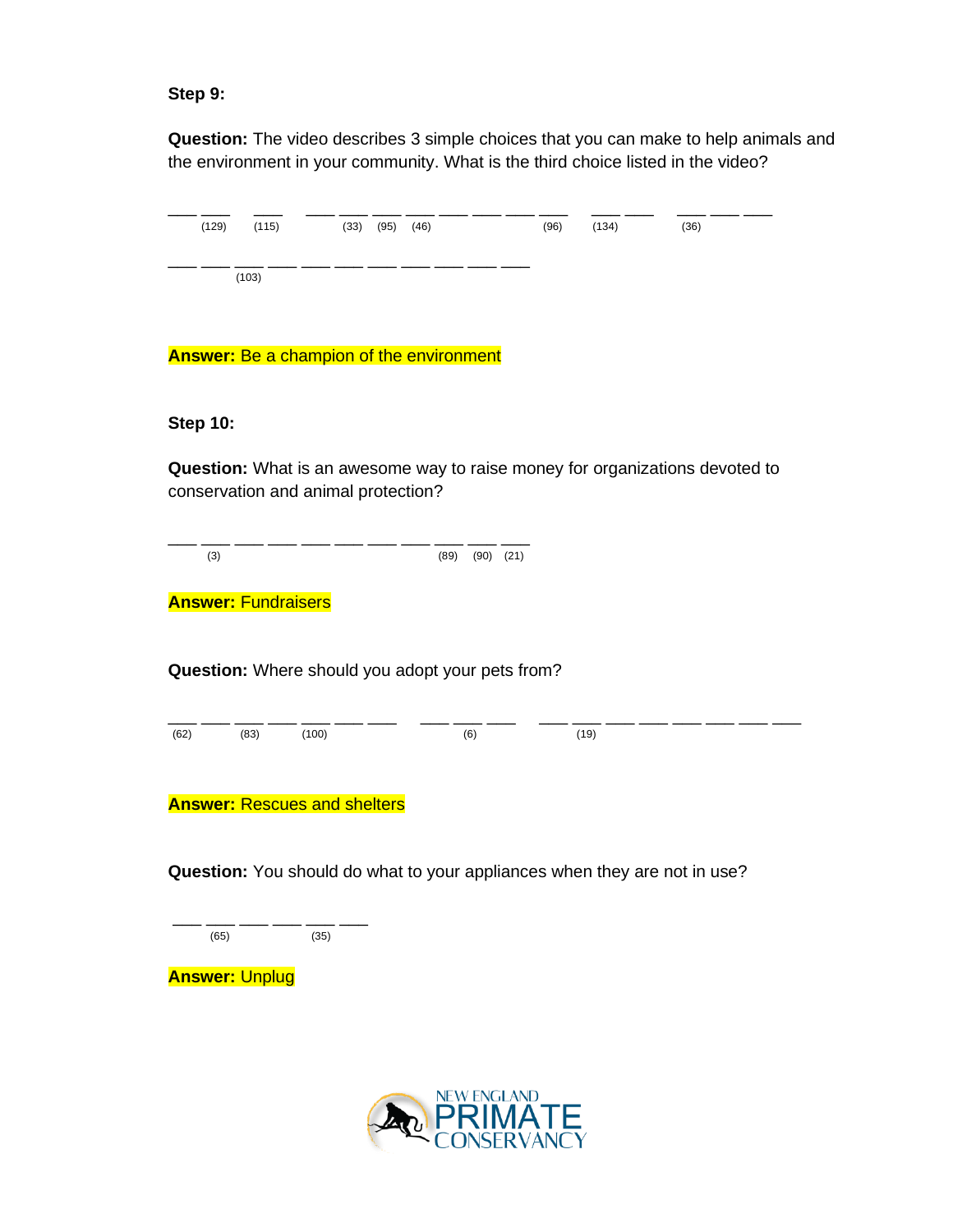**Step 9:**

**Question:** The video describes 3 simple choices that you can make to help animals and the environment in your community. What is the third choice listed in the video?

___ ___ ___ ___ ___ ___ ___ ___ ___ ___ ___ ___ ___ ___ ___ ___ ___
(129) (115) (33) (95) (46) (96) (134) (36)

___ ___ ___ ___ ___ ___ ___ ___ ___ ___ ___
(103)

**Answer:** Be a champion of the environment

**Step 10:**

**Question:** What is an awesome way to raise money for organizations devoted to conservation and animal protection?

___ ___ ___ ___ ___ ___ ___ ___ ___ ___ ___
(3) (89) (90) (21)

**Answer:** Fundraisers

**Question:** Where should you adopt your pets from?

___ ___ ___ ___ ___ ___ ___ ___ ___ ___ ___ ___ ___ ___ ___ ___ ___ ___
(62) (83) (100) (6) (19)

**Answer:** Rescues and shelters

**Question:** You should do what to your appliances when they are not in use?

___ ___ ___ ___ ___ ___
(65) (35)

**Answer:** Unplug

NEW ENGLAND PRIMATE CONSERVANCY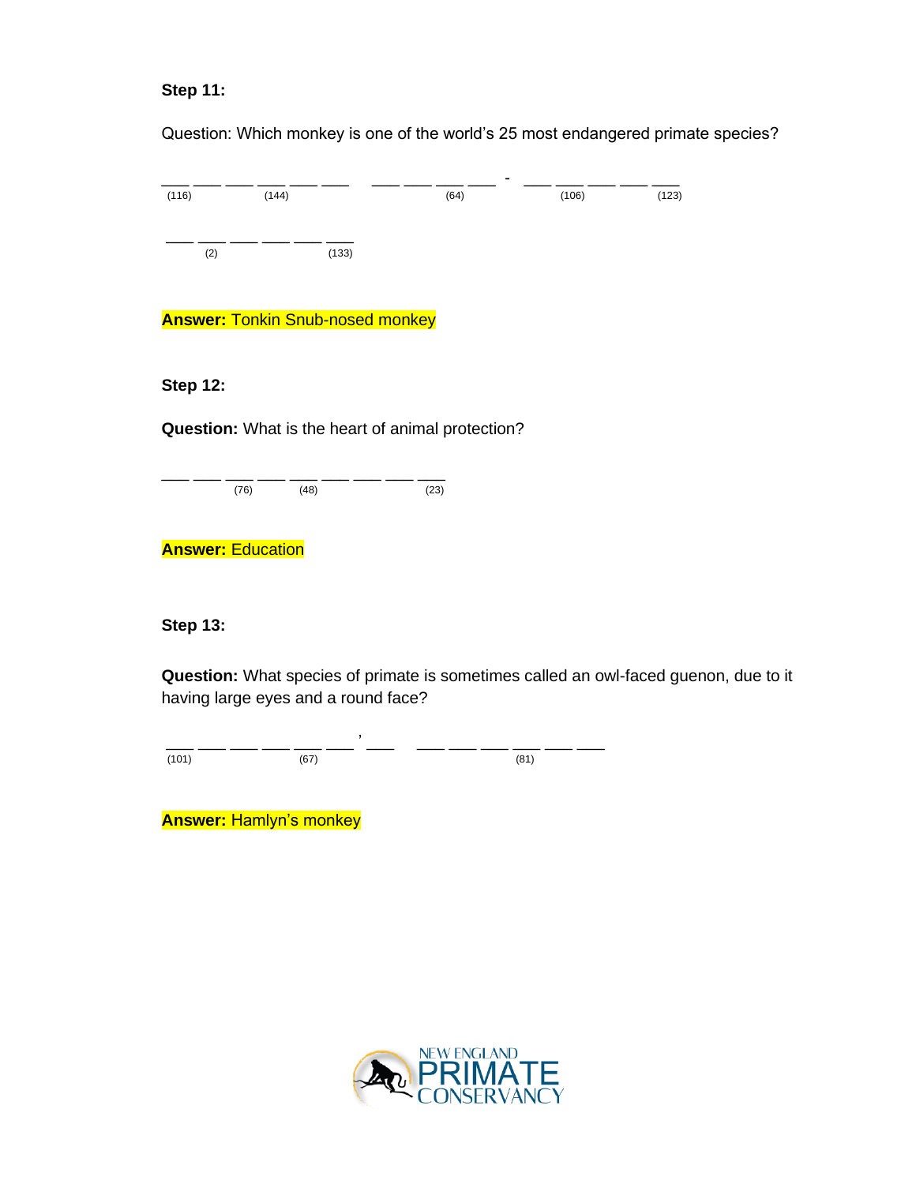**Step 11:**

Question: Which monkey is one of the world's 25 most endangered primate species?

\_\_\_ \_\_\_ \_\_\_ \_\_\_ \_\_\_ \_\_\_ &nbsp;&nbsp; \_\_\_ \_\_\_ \_\_\_ \_\_\_ - \_\_\_ \_\_\_ \_\_\_ \_\_\_ \_\_\_
(116) (144) (64) (106) (123)

\_\_\_ \_\_\_ \_\_\_ \_\_\_ \_\_\_ \_\_\_
(2) (133)

**Answer:** Tonkin Snub-nosed monkey

**Step 12:**

**Question:** What is the heart of animal protection?

\_\_\_ \_\_\_ \_\_\_ \_\_\_ \_\_\_ \_\_\_ \_\_\_ \_\_\_ \_\_\_
(76) (48) (23)

**Answer:** Education

**Step 13:**

**Question:** What species of primate is sometimes called an owl-faced guenon, due to it having large eyes and a round face?

\_\_\_ \_\_\_ \_\_\_ \_\_\_ \_\_\_ \_\_\_ ' \_\_\_ &nbsp;&nbsp; \_\_\_ \_\_\_ \_\_\_ \_\_\_ \_\_\_ \_\_\_
(101) (67) (81)

**Answer:** Hamlyn's monkey

NEW ENGLAND PRIMATE CONSERVANCY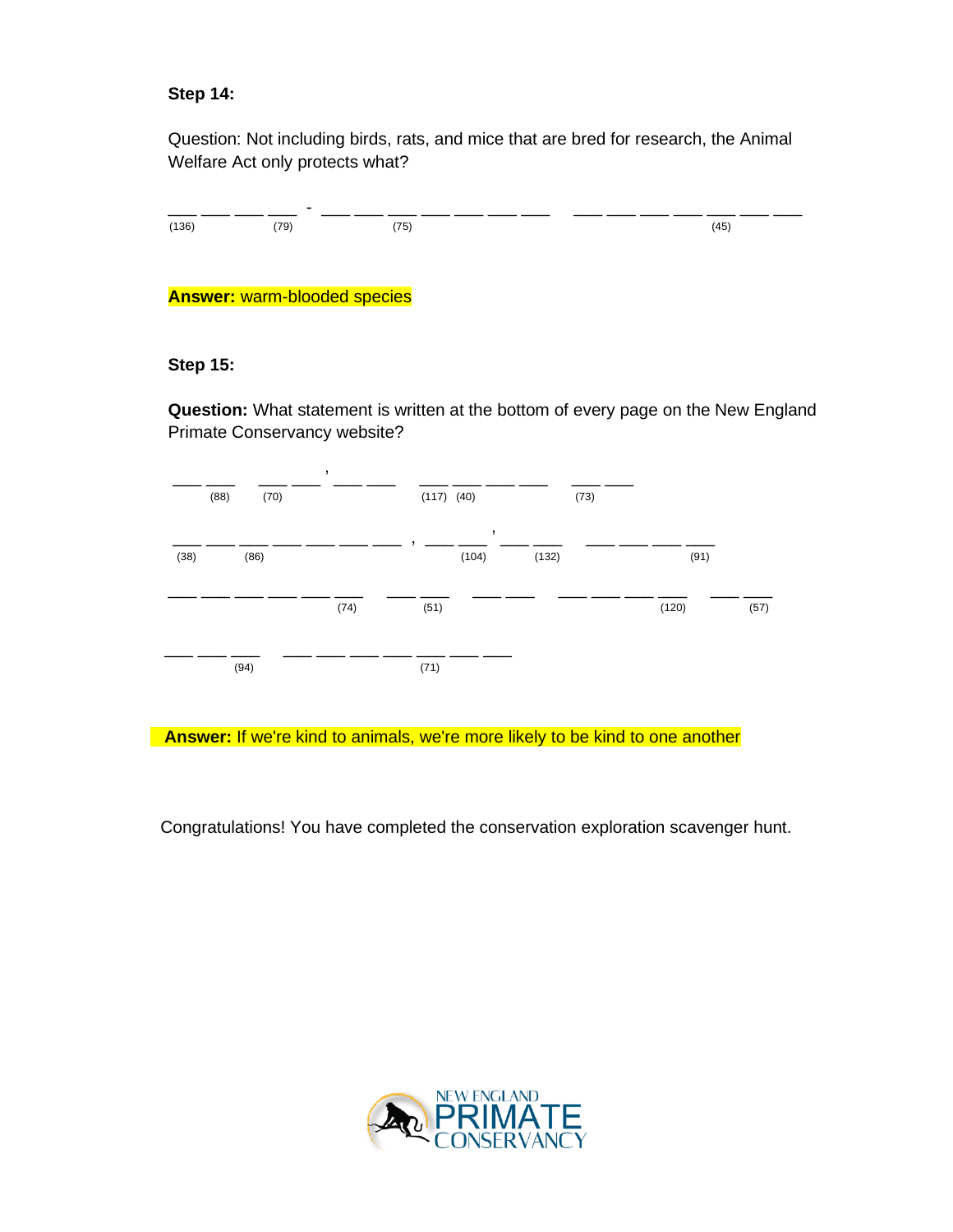**Step 14:**

Question: Not including birds, rats, and mice that are bred for research, the Animal Welfare Act only protects what?

```
___ ___ ___ ___ - ___ ___ ___ ___ ___ ___ ___   ___ ___ ___ ___ ___ ___ ___
(136)      (79)          (75)                                       (45)
```

**Answer:** warm-blooded species

**Step 15:**

**Question:** What statement is written at the bottom of every page on the New England Primate Conservancy website?

```
___ ___   ___ ___ ' ___ ___   ___ ___ ___ ___   ___ ___
    (88)  (70)                (117) (40)          (73)

___ ___ ___ ___ ___ ___ ___ , ___ ___ ' ___ ___   ___ ___ ___ ___
(38)    (86)                      (104)     (132)             (91)

___ ___ ___ ___ ___ ___   ___ ___   ___ ___   ___ ___ ___ ___   ___ ___
                    (74)  (51)                          (120)       (57)

___ ___ ___   ___ ___ ___ ___ ___ ___ ___
    (94)                  (71)
```

**Answer:** If we're kind to animals, we're more likely to be kind to one another

Congratulations! You have completed the conservation exploration scavenger hunt.

NEW ENGLAND PRIMATE CONSERVANCY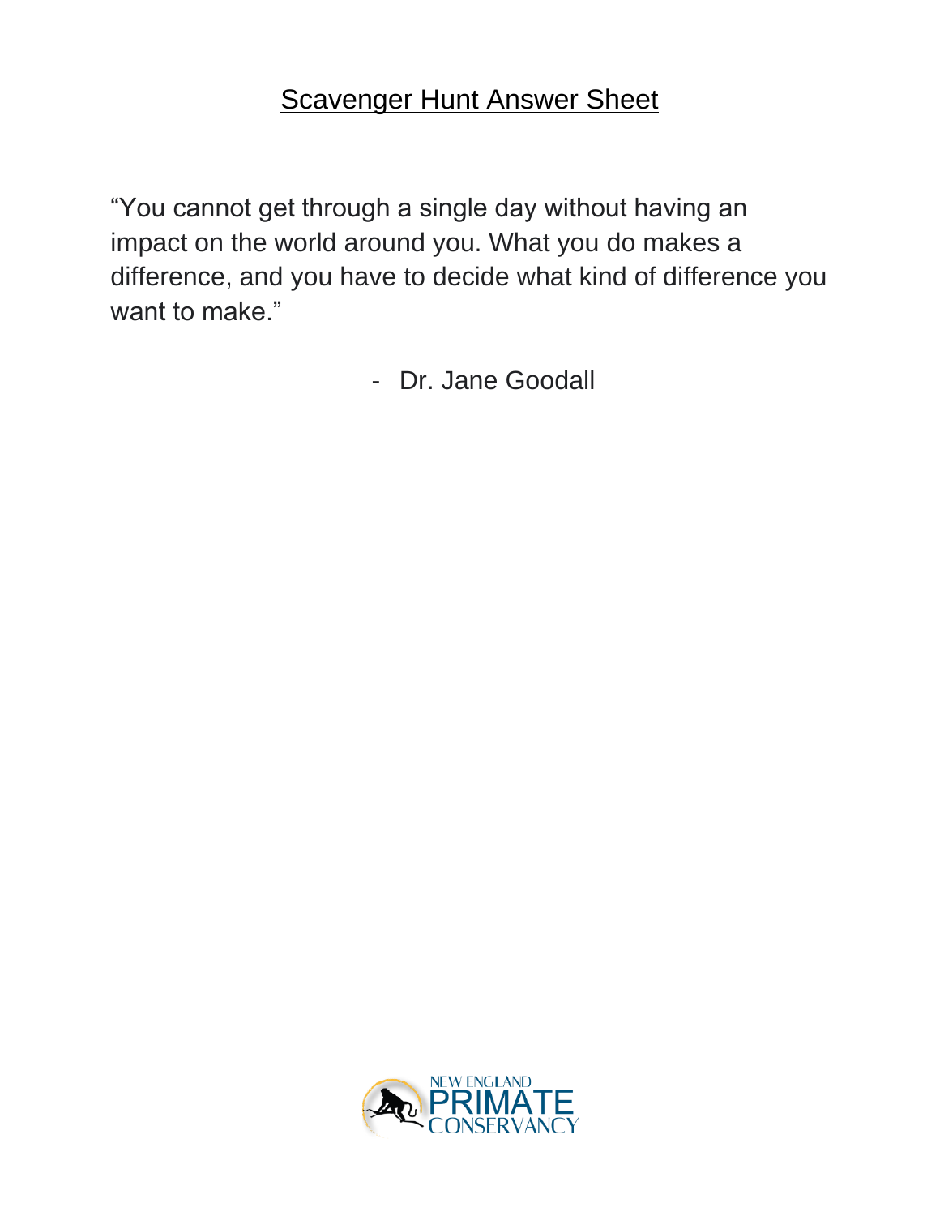# Scavenger Hunt Answer Sheet

"You cannot get through a single day without having an impact on the world around you. What you do makes a difference, and you have to decide what kind of difference you want to make."

- Dr. Jane Goodall

NEW ENGLAND PRIMATE CONSERVANCY